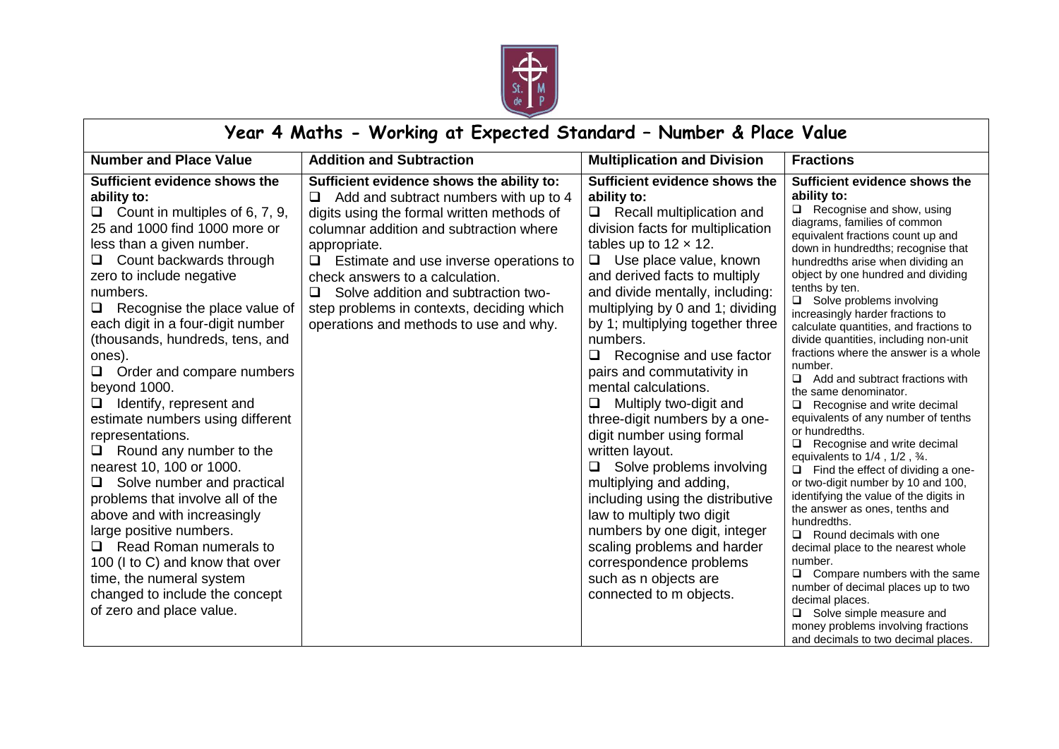# Year 4 Maths - Working at Expected Standard – Number & Place Value

| Number and Place Value | Addition and Subtraction | Multiplication and Division | Fractions |
|---|---|---|---|
| **Sufficient evidence shows the ability to:**<br>❑ Count in multiples of 6, 7, 9, 25 and 1000 find 1000 more or less than a given number.<br>❑ Count backwards through zero to include negative numbers.<br>❑ Recognise the place value of each digit in a four-digit number (thousands, hundreds, tens, and ones).<br>❑ Order and compare numbers beyond 1000.<br>❑ Identify, represent and estimate numbers using different representations.<br>❑ Round any number to the nearest 10, 100 or 1000.<br>❑ Solve number and practical problems that involve all of the above and with increasingly large positive numbers.<br>❑ Read Roman numerals to 100 (I to C) and know that over time, the numeral system changed to include the concept of zero and place value. | **Sufficient evidence shows the ability to:**<br>❑ Add and subtract numbers with up to 4 digits using the formal written methods of columnar addition and subtraction where appropriate.<br>❑ Estimate and use inverse operations to check answers to a calculation.<br>❑ Solve addition and subtraction two-step problems in contexts, deciding which operations and methods to use and why. | **Sufficient evidence shows the ability to:**<br>❑ Recall multiplication and division facts for multiplication tables up to 12 × 12.<br>❑ Use place value, known and derived facts to multiply and divide mentally, including: multiplying by 0 and 1; dividing by 1; multiplying together three numbers.<br>❑ Recognise and use factor pairs and commutativity in mental calculations.<br>❑ Multiply two-digit and three-digit numbers by a one-digit number using formal written layout.<br>❑ Solve problems involving multiplying and adding, including using the distributive law to multiply two digit numbers by one digit, integer scaling problems and harder correspondence problems such as n objects are connected to m objects. | **Sufficient evidence shows the ability to:**<br>❑ Recognise and show, using diagrams, families of common equivalent fractions count up and down in hundredths; recognise that hundredths arise when dividing an object by one hundred and dividing tenths by ten.<br>❑ Solve problems involving increasingly harder fractions to calculate quantities, and fractions to divide quantities, including non-unit fractions where the answer is a whole number.<br>❑ Add and subtract fractions with the same denominator.<br>❑ Recognise and write decimal equivalents of any number of tenths or hundredths.<br>❑ Recognise and write decimal equivalents to 1/4 , 1/2 , ¾.<br>❑ Find the effect of dividing a one- or two-digit number by 10 and 100, identifying the value of the digits in the answer as ones, tenths and hundredths.<br>❑ Round decimals with one decimal place to the nearest whole number.<br>❑ Compare numbers with the same number of decimal places up to two decimal places.<br>❑ Solve simple measure and money problems involving fractions and decimals to two decimal places. |